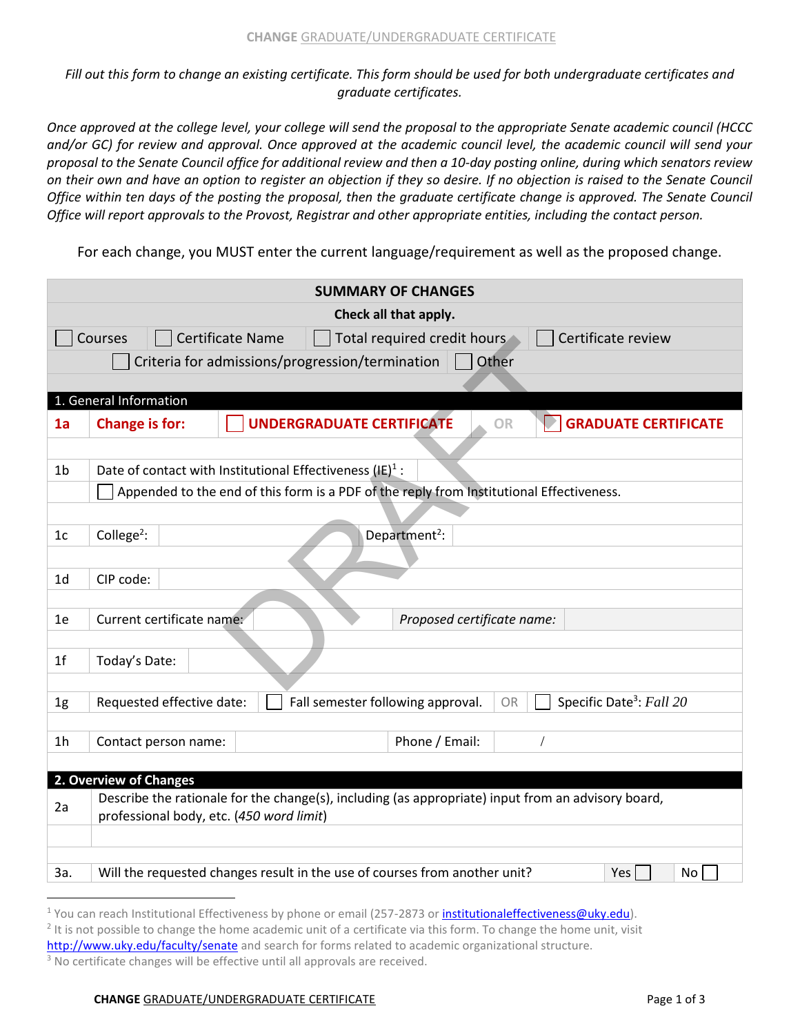# CHANGE GRADUATE/UNDERGRADUATE CERTIFICATE

*Fill out this form to change an existing certificate. This form should be used for both undergraduate certificates and graduate certificates.*

*Once approved at the college level, your college will send the proposal to the appropriate Senate academic council (HCCC and/or GC) for review and approval. Once approved at the academic council level, the academic council will send your proposal to the Senate Council office for additional review and then a 10-day posting online, during which senators review on their own and have an option to register an objection if they so desire. If no objection is raised to the Senate Council Office within ten days of the posting the proposal, then the graduate certificate change is approved. The Senate Council Office will report approvals to the Provost, Registrar and other appropriate entities, including the contact person.*

For each change, you MUST enter the current language/requirement as well as the proposed change.

| **SUMMARY OF CHANGES** | | | |
|---|---|---|---|
| **Check all that apply.** | | | |
| ☐ Courses | ☐ Certificate Name | ☐ Total required credit hours | ☐ Certificate review |
| ☐ Criteria for admissions/progression/termination | ☐ Other | | |

**1. General Information**

| | | | | |
|---|---|---|---|---|
| **1a** | **Change is for:** | ☐ **UNDERGRADUATE CERTIFICATE** | OR | ☒ **GRADUATE CERTIFICATE** |
| 1b | Date of contact with Institutional Effectiveness (IE)[1]: | | | |
| | ☐ Appended to the end of this form is a PDF of the reply from Institutional Effectiveness. | | | |
| 1c | College[2]: | | Department[2]: | |
| 1d | CIP code: | | | |
| 1e | Current certificate name: | | *Proposed certificate name:* | |
| 1f | Today's Date: | | | |
| 1g | Requested effective date: | ☐ Fall semester following approval. | OR | ☐ Specific Date[3]: *Fall 20* |
| 1h | Contact person name: | | Phone / Email: | / |

**2. Overview of Changes**

| | |
|---|---|
| 2a | Describe the rationale for the change(s), including (as appropriate) input from an advisory board, professional body, etc. (*450 word limit*) |
| | |

| | | |
|---|---|---|
| 3a. | Will the requested changes result in the use of courses from another unit? | Yes ☐ No ☐ |

[1] You can reach Institutional Effectiveness by phone or email (257-2873 or institutionaleffectiveness@uky.edu).
[2] It is not possible to change the home academic unit of a certificate via this form. To change the home unit, visit http://www.uky.edu/faculty/senate and search for forms related to academic organizational structure.
[3] No certificate changes will be effective until all approvals are received.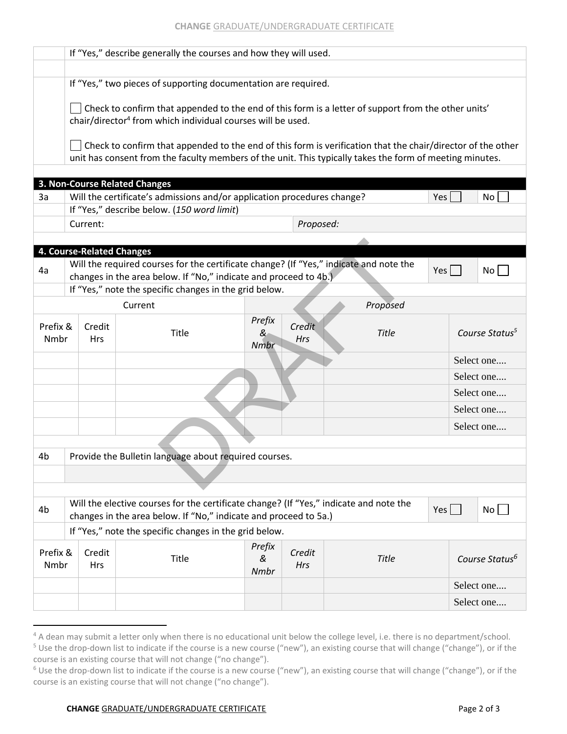If "Yes," describe generally the courses and how they will used.

If "Yes," two pieces of supporting documentation are required.

☐ Check to confirm that appended to the end of this form is a letter of support from the other units' chair/director[4] from which individual courses will be used.

☐ Check to confirm that appended to the end of this form is verification that the chair/director of the other unit has consent from the faculty members of the unit. This typically takes the form of meeting minutes.

## 3. Non-Course Related Changes

| | | | |
|---|---|---|---|
| 3a | Will the certificate's admissions and/or application procedures change? | Yes ☐ | No ☐ |
| | If "Yes," describe below. (*150 word limit*) | | |
| | Current: | *Proposed:* | |

## 4. Course-Related Changes

| | | | |
|---|---|---|---|
| 4a | Will the required courses for the certificate change? (If "Yes," indicate and note the changes in the area below. If "No," indicate and proceed to 4b.) | Yes ☐ | No ☐ |
| | If "Yes," note the specific changes in the grid below. | | |

| Current | | | *Proposed* | | | |
|---|---|---|---|---|---|---|
| Prefix & Nmbr | Credit Hrs | Title | *Prefix & Nmbr* | *Credit Hrs* | *Title* | *Course Status[5]* |
| | | | | | | Select one.... |
| | | | | | | Select one.... |
| | | | | | | Select one.... |
| | | | | | | Select one.... |
| | | | | | | Select one.... |

| | |
|---|---|
| 4b | Provide the Bulletin language about required courses. |
| | |

| | | | |
|---|---|---|---|
| 4b | Will the elective courses for the certificate change? (If "Yes," indicate and note the changes in the area below. If "No," indicate and proceed to 5a.) | Yes ☐ | No ☐ |
| | If "Yes," note the specific changes in the grid below. | | |

| Prefix & Nmbr | Credit Hrs | Title | *Prefix & Nmbr* | *Credit Hrs* | *Title* | *Course Status[6]* |
|---|---|---|---|---|---|---|
| | | | | | | Select one.... |
| | | | | | | Select one.... |

[4] A dean may submit a letter only when there is no educational unit below the college level, i.e. there is no department/school.

[5] Use the drop-down list to indicate if the course is a new course ("new"), an existing course that will change ("change"), or if the course is an existing course that will not change ("no change").

[6] Use the drop-down list to indicate if the course is a new course ("new"), an existing course that will change ("change"), or if the course is an existing course that will not change ("no change").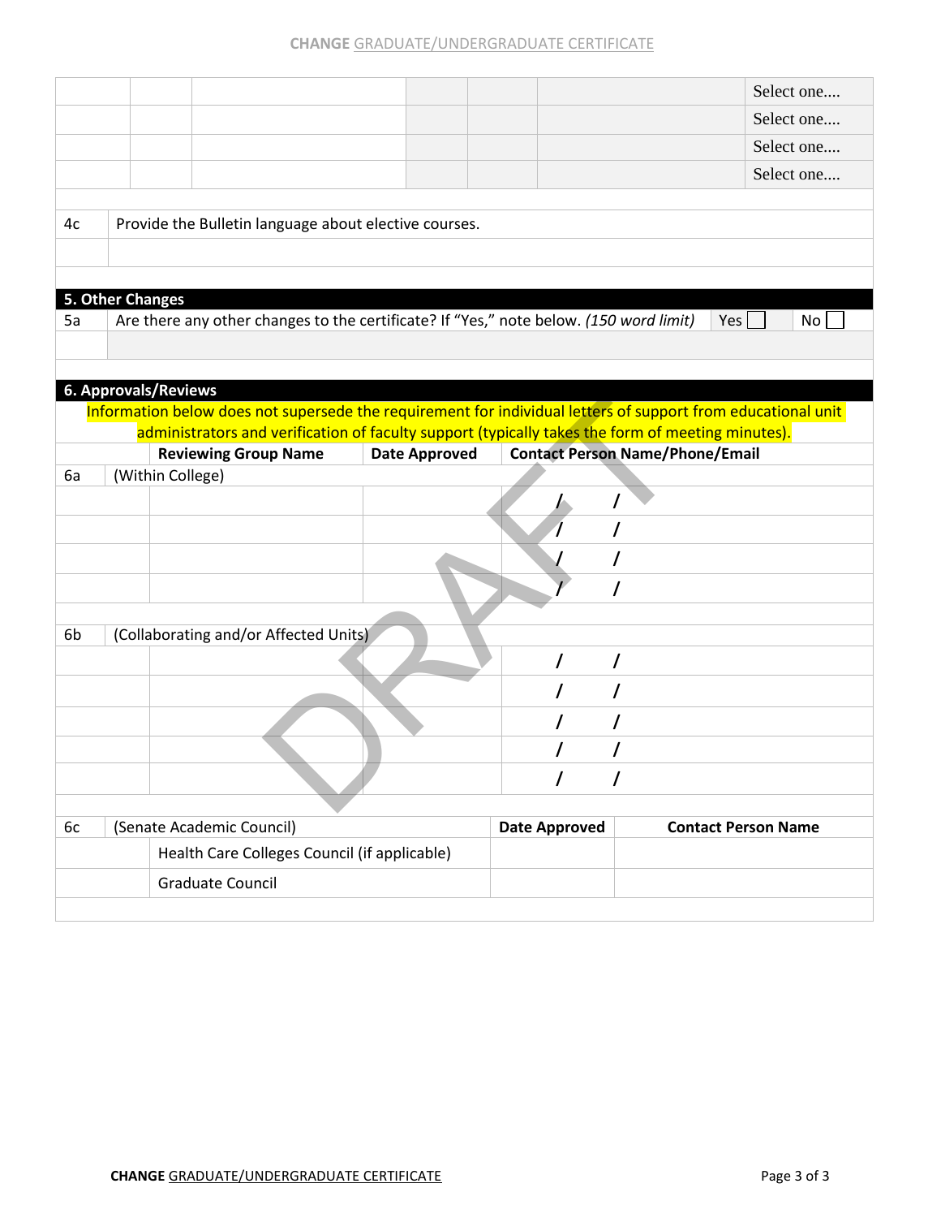| | | | | | | |
|---|---|---|---|---|---|---|
| | | | | | | Select one.... |
| | | | | | | Select one.... |
| | | | | | | Select one.... |
| | | | | | | Select one.... |

| | |
|---|---|
| 4c | Provide the Bulletin language about elective courses. |
| | |

## 5. Other Changes

| | | | |
|---|---|---|---|
| 5a | Are there any other changes to the certificate? If "Yes," note below. *(150 word limit)* | Yes ☐ | No ☐ |
| | | | |

## 6. Approvals/Reviews

Information below does not supersede the requirement for individual letters of support from educational unit administrators and verification of faculty support (typically takes the form of meeting minutes).

| | Reviewing Group Name | Date Approved | Contact Person Name/Phone/Email |
|---|---|---|---|
| 6a | (Within College) | | |
| | | | / / |
| | | | / / |
| | | | / / |
| | | | / / |
| 6b | (Collaborating and/or Affected Units) | | |
| | | | / / |
| | | | / / |
| | | | / / |
| | | | / / |
| | | | / / |

| | (Senate Academic Council) | Date Approved | Contact Person Name |
|---|---|---|---|
| 6c | (Senate Academic Council) | Date Approved | Contact Person Name |
| | Health Care Colleges Council (if applicable) | | |
| | Graduate Council | | |

DRAFT